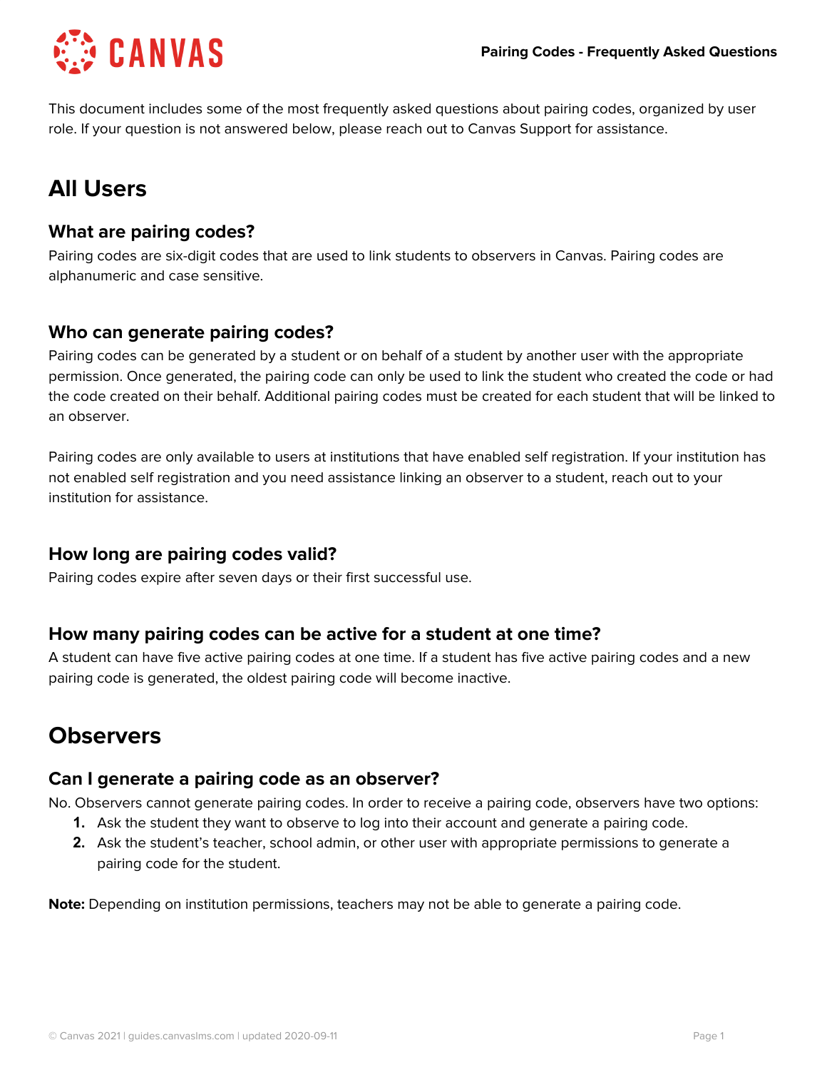This document includes some of the most frequently asked questions about pairing codes, organized by user role. If your question is not answered below, please reach out to Canvas Support for assistance.

# All Users

## What are pairing codes?

Pairing codes are six-digit codes that are used to link students to observers in Canvas. Pairing codes are alphanumeric and case sensitive.

## Who can generate pairing codes?

Pairing codes can be generated by a student or on behalf of a student by another user with the appropriate permission. Once generated, the pairing code can only be used to link the student who created the code or had the code created on their behalf. Additional pairing codes must be created for each student that will be linked to an observer.

Pairing codes are only available to users at institutions that have enabled self registration. If your institution has not enabled self registration and you need assistance linking an observer to a student, reach out to your institution for assistance.

## How long are pairing codes valid?

Pairing codes expire after seven days or their first successful use.

## How many pairing codes can be active for a student at one time?

A student can have five active pairing codes at one time. If a student has five active pairing codes and a new pairing code is generated, the oldest pairing code will become inactive.

# Observers

## Can I generate a pairing code as an observer?

No. Observers cannot generate pairing codes. In order to receive a pairing code, observers have two options:

1. Ask the student they want to observe to log into their account and generate a pairing code.
2. Ask the student's teacher, school admin, or other user with appropriate permissions to generate a pairing code for the student.

**Note:** Depending on institution permissions, teachers may not be able to generate a pairing code.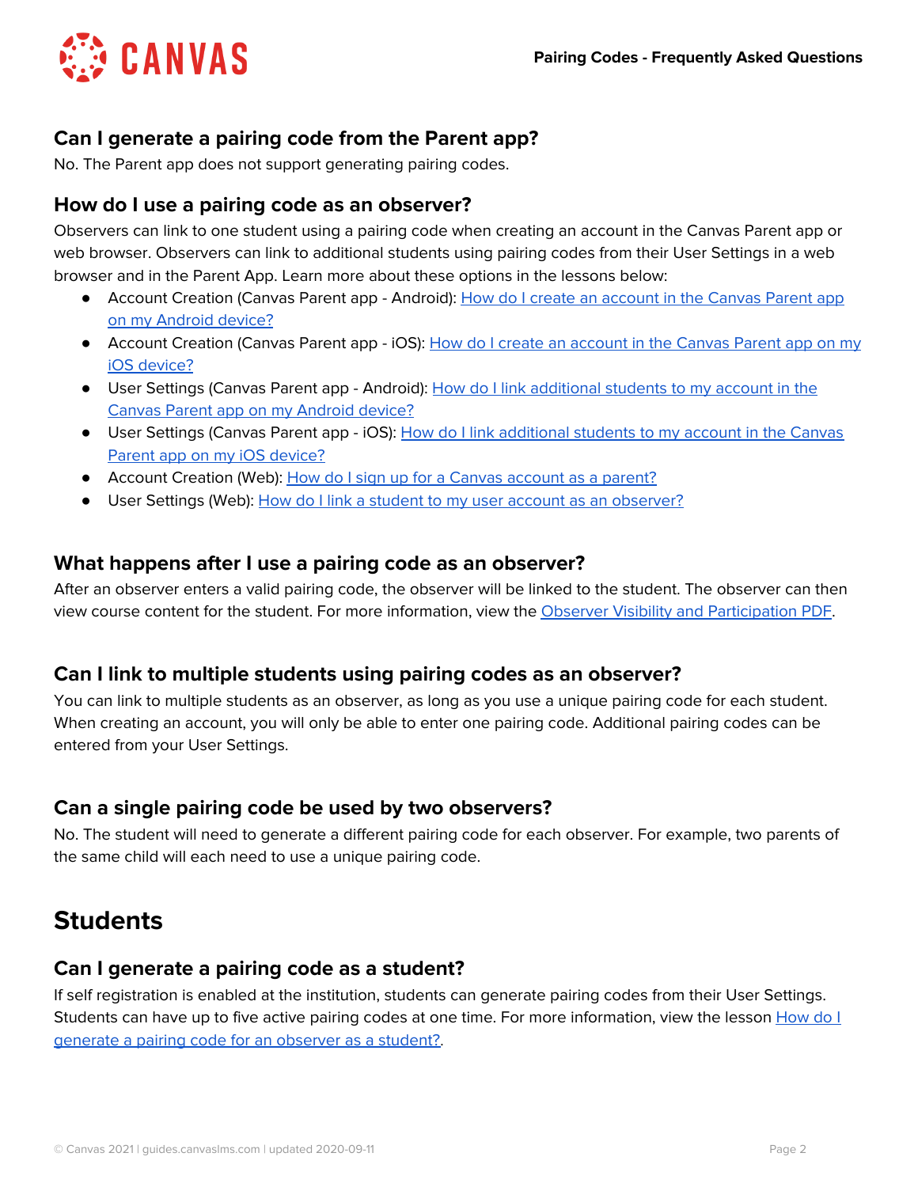### Can I generate a pairing code from the Parent app?

No. The Parent app does not support generating pairing codes.

### How do I use a pairing code as an observer?

Observers can link to one student using a pairing code when creating an account in the Canvas Parent app or web browser. Observers can link to additional students using pairing codes from their User Settings in a web browser and in the Parent App. Learn more about these options in the lessons below:

- Account Creation (Canvas Parent app - Android): How do I create an account in the Canvas Parent app on my Android device?
- Account Creation (Canvas Parent app - iOS): How do I create an account in the Canvas Parent app on my iOS device?
- User Settings (Canvas Parent app - Android): How do I link additional students to my account in the Canvas Parent app on my Android device?
- User Settings (Canvas Parent app - iOS): How do I link additional students to my account in the Canvas Parent app on my iOS device?
- Account Creation (Web): How do I sign up for a Canvas account as a parent?
- User Settings (Web): How do I link a student to my user account as an observer?

### What happens after I use a pairing code as an observer?

After an observer enters a valid pairing code, the observer will be linked to the student. The observer can then view course content for the student. For more information, view the Observer Visibility and Participation PDF.

### Can I link to multiple students using pairing codes as an observer?

You can link to multiple students as an observer, as long as you use a unique pairing code for each student. When creating an account, you will only be able to enter one pairing code. Additional pairing codes can be entered from your User Settings.

### Can a single pairing code be used by two observers?

No. The student will need to generate a different pairing code for each observer. For example, two parents of the same child will each need to use a unique pairing code.

## Students

### Can I generate a pairing code as a student?

If self registration is enabled at the institution, students can generate pairing codes from their User Settings. Students can have up to five active pairing codes at one time. For more information, view the lesson How do I generate a pairing code for an observer as a student?.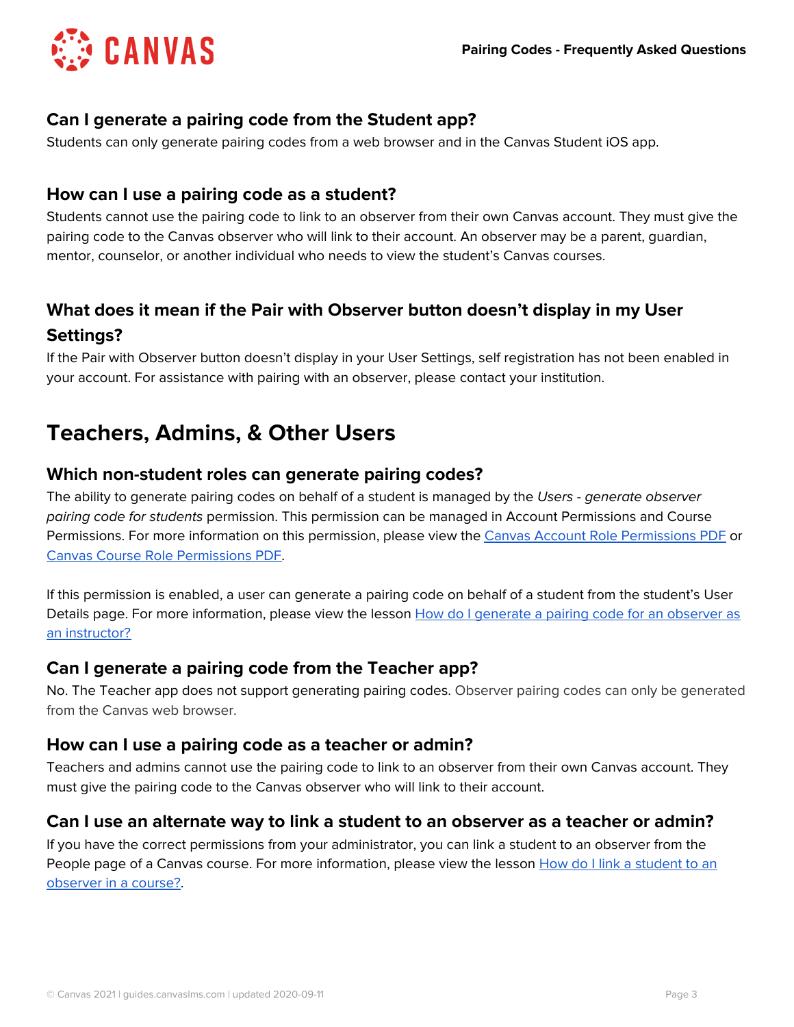### Can I generate a pairing code from the Student app?

Students can only generate pairing codes from a web browser and in the Canvas Student iOS app.

### How can I use a pairing code as a student?

Students cannot use the pairing code to link to an observer from their own Canvas account. They must give the pairing code to the Canvas observer who will link to their account. An observer may be a parent, guardian, mentor, counselor, or another individual who needs to view the student's Canvas courses.

### What does it mean if the Pair with Observer button doesn't display in my User Settings?

If the Pair with Observer button doesn't display in your User Settings, self registration has not been enabled in your account. For assistance with pairing with an observer, please contact your institution.

## Teachers, Admins, & Other Users

### Which non-student roles can generate pairing codes?

The ability to generate pairing codes on behalf of a student is managed by the *Users - generate observer pairing code for students* permission. This permission can be managed in Account Permissions and Course Permissions. For more information on this permission, please view the Canvas Account Role Permissions PDF or Canvas Course Role Permissions PDF.

If this permission is enabled, a user can generate a pairing code on behalf of a student from the student's User Details page. For more information, please view the lesson How do I generate a pairing code for an observer as an instructor?

### Can I generate a pairing code from the Teacher app?

No. The Teacher app does not support generating pairing codes. Observer pairing codes can only be generated from the Canvas web browser.

### How can I use a pairing code as a teacher or admin?

Teachers and admins cannot use the pairing code to link to an observer from their own Canvas account. They must give the pairing code to the Canvas observer who will link to their account.

### Can I use an alternate way to link a student to an observer as a teacher or admin?

If you have the correct permissions from your administrator, you can link a student to an observer from the People page of a Canvas course. For more information, please view the lesson How do I link a student to an observer in a course?.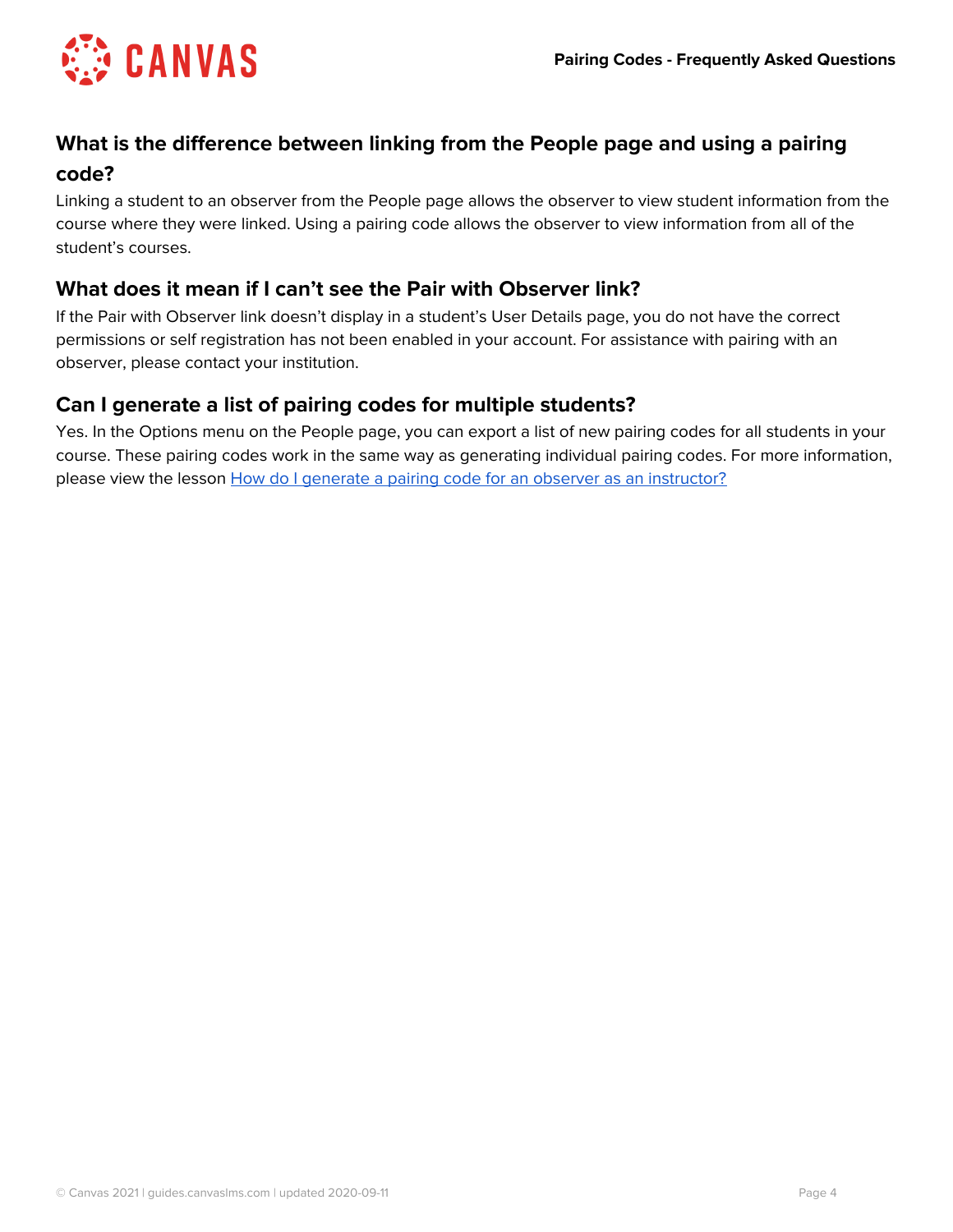## What is the difference between linking from the People page and using a pairing code?

Linking a student to an observer from the People page allows the observer to view student information from the course where they were linked. Using a pairing code allows the observer to view information from all of the student's courses.

## What does it mean if I can't see the Pair with Observer link?

If the Pair with Observer link doesn't display in a student's User Details page, you do not have the correct permissions or self registration has not been enabled in your account. For assistance with pairing with an observer, please contact your institution.

## Can I generate a list of pairing codes for multiple students?

Yes. In the Options menu on the People page, you can export a list of new pairing codes for all students in your course. These pairing codes work in the same way as generating individual pairing codes. For more information, please view the lesson How do I generate a pairing code for an observer as an instructor?